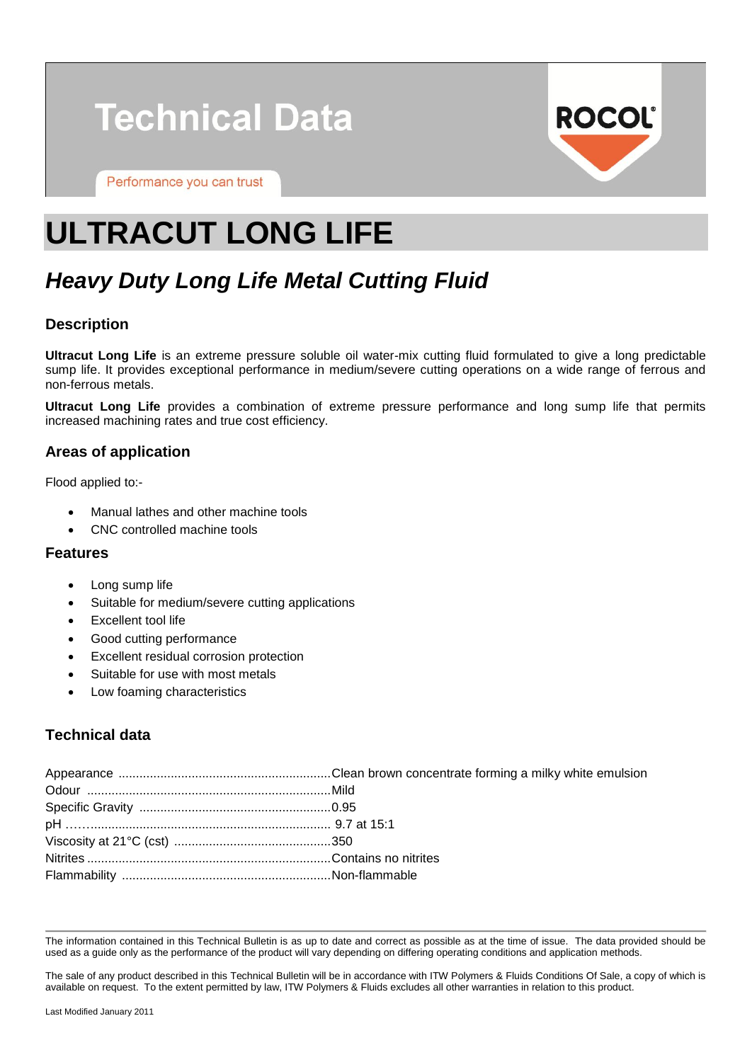# Technical Data

Performance you can trust

ROCOL

# ULTRACUT LONG LIFE

## *Heavy Duty Long Life Metal Cutting Fluid*

### Description

**Ultracut Long Life** is an extreme pressure soluble oil water-mix cutting fluid formulated to give a long predictable sump life. It provides exceptional performance in medium/severe cutting operations on a wide range of ferrous and non-ferrous metals.

**Ultracut Long Life** provides a combination of extreme pressure performance and long sump life that permits increased machining rates and true cost efficiency.

### Areas of application

Flood applied to:-

- Manual lathes and other machine tools
- CNC controlled machine tools

### Features

- Long sump life
- Suitable for medium/severe cutting applications
- Excellent tool life
- Good cutting performance
- Excellent residual corrosion protection
- Suitable for use with most metals
- Low foaming characteristics

### Technical data

| | |
|---|---|
| Appearance | Clean brown concentrate forming a milky white emulsion |
| Odour | Mild |
| Specific Gravity | 0.95 |
| pH | 9.7 at 15:1 |
| Viscosity at 21°C (cst) | 350 |
| Nitrites | Contains no nitrites |
| Flammability | Non-flammable |

The information contained in this Technical Bulletin is as up to date and correct as possible as at the time of issue. The data provided should be used as a guide only as the performance of the product will vary depending on differing operating conditions and application methods.

The sale of any product described in this Technical Bulletin will be in accordance with ITW Polymers & Fluids Conditions Of Sale, a copy of which is available on request. To the extent permitted by law, ITW Polymers & Fluids excludes all other warranties in relation to this product.

Last Modified January 2011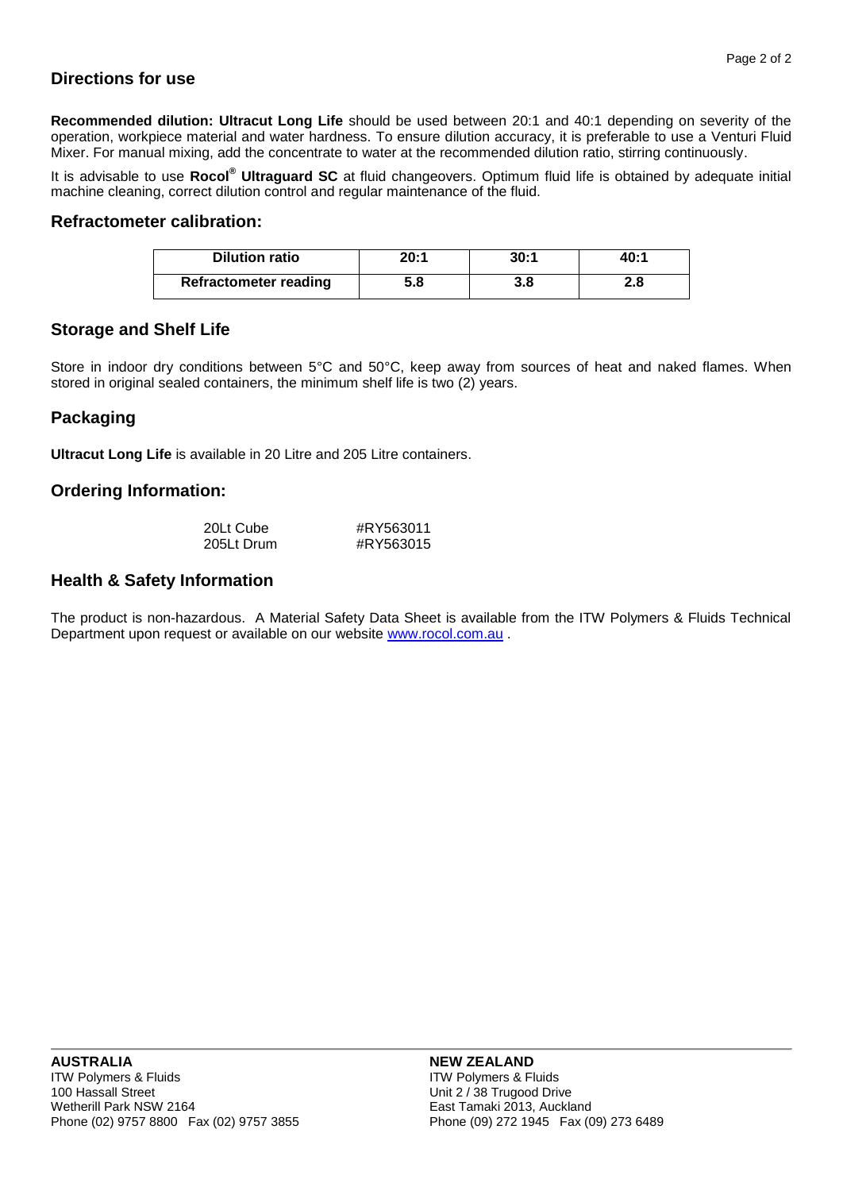## Directions for use

**Recommended dilution: Ultracut Long Life** should be used between 20:1 and 40:1 depending on severity of the operation, workpiece material and water hardness. To ensure dilution accuracy, it is preferable to use a Venturi Fluid Mixer. For manual mixing, add the concentrate to water at the recommended dilution ratio, stirring continuously.

It is advisable to use **Rocol® Ultraguard SC** at fluid changeovers. Optimum fluid life is obtained by adequate initial machine cleaning, correct dilution control and regular maintenance of the fluid.

## Refractometer calibration:

| Dilution ratio | 20:1 | 30:1 | 40:1 |
|---|---|---|---|
| Refractometer reading | 5.8 | 3.8 | 2.8 |

## Storage and Shelf Life

Store in indoor dry conditions between 5°C and 50°C, keep away from sources of heat and naked flames. When stored in original sealed containers, the minimum shelf life is two (2) years.

## Packaging

**Ultracut Long Life** is available in 20 Litre and 205 Litre containers.

## Ordering Information:

| | |
|---|---|
| 20Lt Cube | #RY563011 |
| 205Lt Drum | #RY563015 |

## Health & Safety Information

The product is non-hazardous. A Material Safety Data Sheet is available from the ITW Polymers & Fluids Technical Department upon request or available on our website www.rocol.com.au .

**AUSTRALIA**
ITW Polymers & Fluids
100 Hassall Street
Wetherill Park NSW 2164
Phone (02) 9757 8800 Fax (02) 9757 3855

**NEW ZEALAND**
ITW Polymers & Fluids
Unit 2 / 38 Trugood Drive
East Tamaki 2013, Auckland
Phone (09) 272 1945 Fax (09) 273 6489